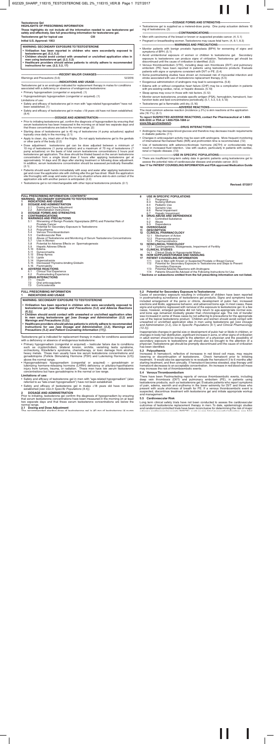**Testosterone Gel**

**HIGHLIGHTS OF PRESCRIBING INFORMATION**

**These highlights do not include all the information needed to use testosterone gel safely and effectively. See full prescribing information for testosterone gel.**

**Testosterone gel for topical use CIII**

**Initial U.S. Approval: 1953**

**WARNING: SECONDARY EXPOSURE TO TESTOSTERONE**

- **Virilization has been reported in children who were secondarily exposed to testosterone gel. (5.2, 6.2)**
- **Children should avoid contact with unwashed or unclothed application sites in men using testosterone gel. (2.2, 5.2)**
- **Healthcare providers should advise patients to strictly adhere to recommended instructions for use. (2.2, 5.2, 17)**

---RECENT MAJOR CHANGES---

Warnings and Precautions (5.6) 12/2016

---INDICATIONS AND USAGE---

Testosterone gel is an androgen indicated for replacement therapy in males for conditions associated with a deficiency or absence of endogenous testosterone:

- Primary hypogonadism (congenital or acquired). (1)
- Hypogonadotropic hypogonadism (congenital or acquired). (1)

Limitations of use:

- Safety and efficacy of testosterone gel in men with "age-related hypogonadism" have not been established. (1)
- Safety and efficacy of testosterone gel in males <18 years old have not been established. (8.4)

---DOSAGE AND ADMINISTRATION---

- Prior to initiating testosterone gel, confirm the diagnosis of hypogonadism by ensuring that serum testosterone has been measured in the morning on at least two separate days and that these concentrations are below the normal range. (2)
- Starting dose of testosterone gel is 40 mg of testosterone (4 pump actuations) applied topically once daily in the morning. (2.1)
- Apply to clean, dry, intact skin of the thighs. Do not apply testosterone gel to the genitals or other parts of the body. (2.2)
- Dose adjustment: testosterone gel can be dose adjusted between a minimum of 10 mg of testosterone (1 pump actuation) and a maximum of 70 mg of testosterone (7 pump actuations) on the basis of total serum testosterone concentrations 2 hours post testosterone gel application. The dose should be titrated based on the serum testosterone concentration from a single blood draw 2 hours after applying testosterone gel at approximately 14 days and 35 days after starting treatment or following dose adjustment. In addition, serum testosterone concentration should be assessed periodically thereafter. (2.1)
- Patients should wash hands immediately with soap and water after applying testosterone gel and cover the application site with clothing after the gel has dried. Wash the application site thoroughly with soap and water prior to any situation where skin-to-skin contact of the application site with another person is anticipated. (2.2)
- Testosterone gel is not interchangeable with other topical testosterone products. (2.1)

---DOSAGE FORMS AND STRENGTHS---

- Testosterone gel is supplied as a metered-dose pump. One pump actuation delivers 10 mg of testosterone. (3)

---CONTRAINDICATIONS---

- Men with carcinoma of the breast or known or suspected prostate cancer. (4, 5.1)
- Pregnant or breastfeeding women. Testosterone may cause fetal harm. (4, 8.1, 8.3)

---WARNINGS AND PRECAUTIONS---

- Monitor patients with benign prostatic hyperplasia (BPH) for worsening of signs and symptoms of BPH. (5.1)
- Avoid unintentional exposure of women or children to testosterone gel. Secondary exposure to testosterone can produce signs of virilization. Testosterone gel should be discontinued until the cause of virilization is identified. (5.2)
- Venous thromboembolism (VTE), including deep vein thrombosis (DVT) and pulmonary embolism (PE) have been reported in patients using testosterone products. Evaluate patients with signs or symptoms consistent with DVT or PE. (5.4)
- Some postmarketing studies have shown an increased risk of myocardial infarction and stroke associated with use of testosterone replacement therapy. (5.5)
- Exogenous administration of androgens may lead to azoospermia. (5.8)
- Edema with or without congestive heart failure (CHF) may be a complication in patients with pre-existing cardiac, renal, or hepatic disease. (5.10)
- Sleep apnea may occur in those with risk factors. (5.12)
- Monitor serum testosterone, prostate specific antigen (PSA), hemoglobin, hematocrit, liver function tests and lipid concentrations periodically. (5.1, 5.3, 5.9, 5.13)
- Testosterone gel is flammable until dry. (5.16)

---ADVERSE REACTIONS---

The most common adverse reaction (incidence ≥ 3%) is skin reactions at the application site (16.1%). (6.1)

**To report SUSPECTED ADVERSE REACTIONS, contact Par Pharmaceutical at 1-800-828-9393 or FDA at 1-800-FDA-1088 or www.fda.gov/medwatch.**

---DRUG INTERACTIONS---

- Androgens may decrease blood glucose and therefore may decrease insulin requirements in diabetic patients. (7.1)
- Changes in anticoagulant activity may be seen with androgens. More frequent monitoring of International Normalized Ratio (INR) and prothrombin time is recommended. (7.2)
- Use of testosterone with adrenocorticotropic hormone (ACTH) or corticosteroids may result in increased fluid retention. Use with caution, particularly in patients with cardiac, renal or hepatic disease. (7.3)

---USE IN SPECIFIC POPULATIONS---

- There are insufficient long-term safety data in geriatric patients using testosterone gel to assess the potential risks of cardiovascular disease and prostate cancer. (8.5)

**See 17 for PATIENT COUNSELING INFORMATION and FDA approved Medication Guide**

**Revised: 07/2017**

---

**FULL PRESCRIBING INFORMATION: CONTENTS***

**WARNING: SECONDARY EXPOSURE TO TESTOSTERONE**

**1 INDICATIONS AND USAGE**

**2 DOSAGE AND ADMINISTRATION**
- 2.1 Dosing and Dose Adjustment
- 2.2 Administration Instructions

**3 DOSAGE FORMS AND STRENGTHS**

**4 CONTRAINDICATIONS**

**5 WARNINGS AND PRECAUTIONS**
- 5.1 Worsening of Benign Prostatic Hyperplasia (BPH) and Potential Risk of Prostate Cancer
- 5.2 Potential for Secondary Exposure to Testosterone
- 5.3 Polycythemia
- 5.4 Venous Thromboembolism
- 5.5 Cardiovascular Risk
- 5.6 Abuse of Testosterone and Monitoring of Serum Testosterone Concentrations
- 5.7 Use in Women
- 5.8 Potential for Adverse Effects on Spermatogenesis
- 5.9 Hepatic Adverse Effects
- 5.10 Edema
- 5.11 Gynecomastia
- 5.12 Sleep Apnea
- 5.13 Lipids
- 5.14 Hypercalcemia
- 5.15 Decreased Thyroxine-binding Globulin
- 5.16 Flammability

**6 ADVERSE REACTIONS**
- 6.1 Clinical Trial Experience
- 6.2 Postmarketing Experience

**7 DRUG INTERACTIONS**
- 7.1 Insulin
- 7.2 Oral anticoagulants
- 7.3 Corticosteroids

**8 USE IN SPECIFIC POPULATIONS**
- 8.1 Pregnancy
- 8.3 Nursing Mothers
- 8.4 Pediatric Use
- 8.5 Geriatric Use
- 8.6 Renal Impairment
- 8.7 Hepatic Impairment

**9 DRUG ABUSE AND DEPENDENCE**
- 9.1 Controlled Substance
- 9.2 Abuse
- 9.3 Dependence

**10 OVERDOSAGE**

**11 DESCRIPTION**

**12 CLINICAL PHARMACOLOGY**
- 12.1 Mechanism of Action
- 12.2 Pharmacodynamics
- 12.3 Pharmacokinetics

**13 NONCLINICAL TOXICOLOGY**
- 13.1 Carcinogenesis, Mutagenesis, Impairment of Fertility

**14 CLINICAL STUDIES**
- 14.1 Clinical Study in Hypogonadal Males

**16 HOW SUPPLIED/STORAGE AND HANDLING**

**17 PATIENT COUNSELING INFORMATION**
- 17.1 Use in Men with Known or Suspected Prostate or Breast Cancer
- 17.2 Potential for Secondary Exposure to Testosterone and Steps to Prevent Secondary Exposure
- 17.3 Potential Adverse Reactions with Androgens
- 17.4 Patients Should Be Advised of the Following Instructions for Use

**\* Sections or subsections omitted from the full prescribing information are not listed.**

---

**FULL PRESCRIBING INFORMATION**

**1 INDICATIONS AND USAGE**

**WARNING: SECONDARY EXPOSURE TO TESTOSTERONE**

- **Virilization has been reported in children who were secondarily exposed to testosterone gel** ***[see Warnings and Precautions (5.2) and Adverse Reactions (6.2)]*****.**
- **Children should avoid contact with unwashed or unclothed application sites in men using testosterone gel** ***[see Dosage and Administration (2.2) and Warnings and Precautions (5.2)]*****.**
- **Healthcare providers should advise patients to strictly adhere to recommended instructions for use** ***[see Dosage and Administration (2.2), Warnings and Precautions (5.2) and Patient Counseling Information (17)]*****.**

Testosterone gel is indicated for replacement therapy in males for conditions associated with a deficiency or absence of endogenous testosterone:

- Primary hypogonadism (congenital or acquired) – testicular failure due to conditions such as cryptorchidism, bilateral torsion, orchitis, vanishing testis syndrome, orchiectomy, Klinefelter's syndrome, chemotherapy, or toxic damage from alcohol, heavy metals. These men usually have low serum testosterone concentrations and gonadotropins (Follicle Stimulating Hormone (FSH) and Luteinizing Hormone (LH)) above the normal range.
- Hypogonadotropic hypogonadism (congenital or acquired) – gonadotropin or luteinizing hormone-releasing hormone (LHRH) deficiency or pituitary-hypothalamic injury from tumors, trauma, or radiation. These men have low serum testosterone concentrations but have gonadotropins in the normal or low range.

**Limitations of use:**

- Safety and efficacy of testosterone gel in men with "age-related hypogonadism" (also referred to as "late-onset hypogonadism") have not been established.
- Safety and efficacy of testosterone gel in males <18 years old have not been established *[see Use in Specific Populations (8.4)]*.

**2 DOSAGE AND ADMINISTRATION**

Prior to initiating testosterone gel, confirm the diagnosis of hypogonadism by ensuring that serum testosterone concentrations have been measured in the morning on at least two separate days and that these serum testosterone concentrations are below the normal range.

**2.1 Dosing and Dose Adjustment**

The recommended starting dose of testosterone gel is 40 mg of testosterone (4 pump

**5.2 Potential for Secondary Exposure to Testosterone**

Cases of secondary exposure resulting in virilization of children have been reported in postmarketing surveillance of testosterone gel products. Signs and symptoms have included enlargement of the penis or clitoris, development of pubic hair, increased erections and libido, aggressive behavior, and advanced bone age. In most cases, these signs and symptoms regressed with removal of the exposure to testosterone gel. In a few cases, however, enlarged genitalia did not fully return to age-appropriate normal size, and bone age remained modestly greater than chronological age. The risk of transfer was increased in some of these cases by not adhering to precautions for the appropriate use of the topical testosterone product. Children and women should avoid contact with unwashed or unclothed application sites in men using testosterone gel *[see Dosage and Administration (2.2), Use in Specific Populations (8.1) and Clinical Pharmacology (12.3)]*.

Inappropriate changes in genital size or development of pubic hair or libido in children, or changes in body hair distribution, significant increase in acne, or other signs of virilization in adult women should be brought to the attention of a physician and the possibility of secondary exposure to testosterone gel should also be brought to the attention of a physician. Testosterone gel should be promptly discontinued until the cause of virilization has been identified.

**5.3 Polycythemia**

Increases in hematocrit, reflective of increases in red blood cell mass, may require lowering or discontinuation of testosterone. Check hematocrit prior to initiating treatment. It would also be appropriate to re-evaluate the hematocrit 3 to 6 months after starting treatment, and then annually. If hematocrit becomes elevated, stop therapy until hematocrit decreases to an acceptable concentration. An increase in red blood cell mass may increase the risk of thromboembolic events.

**5.4 Venous Thromboembolism**

There have been Postmarketing reports of venous thromboembolic events, including deep vein thrombosis (DVT) and pulmonary embolism (PE), in patients using testosterone products, such as testosterone gel. Evaluate patients who report symptoms of pain, edema, warmth and erythema in the lower extremity for DVT and those who present with acute shortness of breath for PE. If a venous thromboembolic event is suspected, discontinue treatment with testosterone gel and initiate appropriate workup and management.

**5.5 Cardiovascular Risk**

Long term clinical safety trials have not been conducted to assess the cardiovascular outcomes of testosterone replacement therapy in men. To date, epidemiologic studies and randomized controlled trials have been inconclusive for determining the risk of major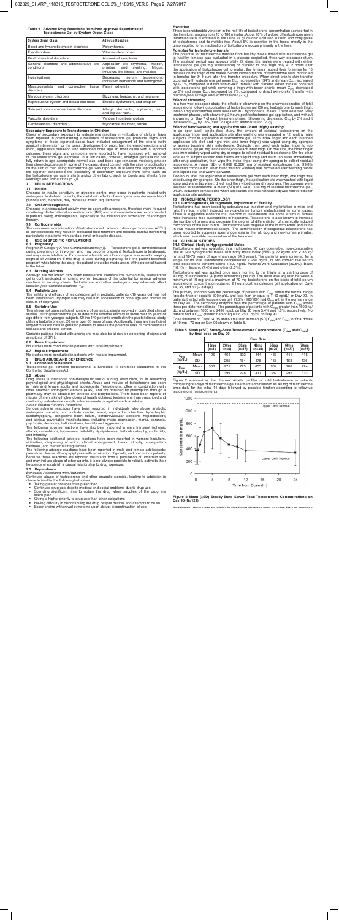**Table 4 - Adverse Drug Reactions from Post approval Experience of Testosterone Gel by System Organ Class**

| System Organ Class | Adverse Reaction |
| --- | --- |
| Blood and lymphatic system disorders | Polycythemia |
| Eye disorders | Vitreous detachment |
| Gastrointestinal disorders | Abdominal symptoms |
| General disorders and administrative site conditions | Application site erythema, irritation, pruritus, and swelling; fatigue, influenza like illness, and malaise. |
| Investigations | Decreased serum testosterone, increased hematocrit and hemoglobin |
| Musculoskeletal and connective tissue disorders | Pain in extremity |
| Nervous system disorders | Dizziness, headache, and migraine |
| Reproductive system and breast disorders | Erectile dysfunction, and priapism |
| Skin and subcutaneous tissue disorders | Allergic dermatitis, erythema, rash, and papular rash. |
| Vascular disorders | Venous thromboembolism |
| Cardiovascular disorders | Myocardial infarction, stroke |

**Secondary Exposure to Testosterone in Children**

Cases of secondary exposure to testosterone resulting in virilization of children have been reported in postmarketing surveillance of testosterone gel products. Signs and symptoms of these reported cases have included enlargement of the clitoris (with surgical intervention) or the penis, development of pubic hair, increased erections and libido, aggressive behavior, and advanced bone age. In most cases with a reported outcome, these signs and symptoms were reported to have regressed with removal of the testosterone gel exposure. In a few cases, however, enlarged genitalia did not fully return to age appropriate normal size, and bone age remained modestly greater than chronological age. In some of the cases, direct contact with the sites of application on the skin of men using testosterone gel was reported. In at least one reported case, the reporter considered the possibility of secondary exposure from items such as the testosterone gel user's shirts and/or other fabric, such as towels and sheets *[see Warnings and Precautions (5.2)]*.

## 7 DRUG INTERACTIONS

### 7.1 Insulin

Changes in insulin sensitivity or glycemic control may occur in patients treated with androgens. In diabetic patients, the metabolic effects of androgens may decrease blood glucose and, therefore, may decrease insulin requirements.

### 7.2 Oral Anticoagulants

Changes in anticoagulant activity may be seen with androgens, therefore more frequent monitoring of international normalized ratio (INR) and prothrombin time are recommended in patients taking anticoagulants, especially at the initiation and termination of androgen therapy.

### 7.3 Corticosteroids

The concurrent administration of testosterone with adrenocorticotropic hormone (ACTH) or corticosteroids may result in increased fluid retention and requires careful monitoring particularly in patients with cardiac, renal or hepatic disease.

## 8 USE IN SPECIFIC POPULATIONS

### 8.1 Pregnancy

Pregnancy Category X *[see Contraindications (4)]*.—Testosterone gel is contraindicated during pregnancy or in women who may become pregnant. Testosterone is teratogenic and may cause fetal harm. Exposure of a female fetus to androgens may result in varying degrees of virilization. If this drug is used during pregnancy, or if the patient becomes pregnant while taking this drug, the patient should be made aware of the potential hazard to the fetus.

### 8.3 Nursing Mothers

Although it is not known how much testosterone transfers into human milk, testosterone gel is contraindicated in nursing women because of the potential for serious adverse reactions in nursing infants. Testosterone and other androgens may adversely affect lactation *[see Contraindications (4)]*.

### 8.4 Pediatric Use

The safety and efficacy of testosterone gel in pediatric patients <18 years old has not been established. Improper use may result in acceleration of bone age and premature closure of epiphyses.

### 8.5 Geriatric Use

There have not been sufficient numbers of geriatric patients involved in controlled clinical studies utilizing testosterone gel to determine whether efficacy in those over 65 years of age differs from younger subjects. Of the 149 patients enrolled in the pivotal clinical study utilizing testosterone gel, 26 were over 65 years of age. Additionally, there are insufficient long-term safety data in geriatric patients to assess the potential risks of cardiovascular disease and prostate cancer.

Geriatric patients treated with androgens may also be at risk for worsening of signs and symptoms of BPH.

### 8.6 Renal Impairment

No studies were conducted in patients with renal impairment.

### 8.7 Hepatic Impairment

No studies were conducted in patients with hepatic impairment.

## 9 DRUG ABUSE AND DEPENDENCE

### 9.1 Controlled Substance

Testosterone gel contains testosterone, a Schedule III controlled substance in the Controlled Substances Act.

### 9.2 Abuse

Drug abuse is intentional non-therapeutic use of a drug, even once, for its rewarding psychological and physiological effects. Abuse and misuse of testosterone are seen in male and female adults and adolescents. Testosterone, often in combination with other anabolic androgenic steroids (AAS), and not obtained by prescription through a pharmacy, may be abused by athletes and bodybuilders. There have been reports of misuse of men taking higher doses of legally obtained testosterone than prescribed and continuing testosterone despite adverse events or against medical advice.

*Abuse-Related Adverse Reactions*

Serious adverse reactions have been reported in individuals who abuse anabolic androgenic steroids, and include cardiac arrest, myocardial infarction, hypertrophic cardiomyopathy, congestive heart failure, cerebrovascular accident, hepatotoxicity, and serious psychiatric manifestations, including major depression, mania, paranoia, psychosis, delusions, hallucinations, hostility and aggression.

The following adverse reactions have also been reported in men: transient ischemic attacks, convulsions, hypomania, irritability, dyslipidemias, testicular atrophy, subfertility, and infertility.

The following additional adverse reactions have been reported in women: hirsutism, virilization, deepening of voice, clitoral enlargement, breast atrophy, male-pattern baldness, and menstrual irregularities.

The following adverse reactions have been reported in male and female adolescents: premature closure of bony epiphyses with termination of growth, and precocious puberty. Because these reactions are reported voluntarily from a population of uncertain size and may include abuse of other agents, it is not always possible to reliably estimate their frequency or establish a causal relationship to drug exposure.

### 9.3 Dependence

*Behaviors Associated with Addiction*

Continued abuse of testosterone and other anabolic steroids, leading to addiction is characterized by the following behaviors:

- Taking greater dosages than prescribed
- Continued drug use despite medical and social problems due to drug use
- Spending significant time to obtain the drug when supplies of the drug are interrupted
- Giving a higher priority to drug use than other obligations
- Having difficulty in discontinuing the drug despite desires and attempts to do so
- Experiencing withdrawal symptoms upon abrupt discontinuation of use

**Excretion**

There is considerable variation in the half-life of testosterone concentration as reported in the literature, ranging from 10 to 100 minutes. About 90% of a dose of testosterone given intramuscularly is excreted in the urine as glucuronic acid and sulfuric acid conjugates of testosterone and its metabolites. About 6% is excreted in the feces, mostly in the unconjugated form. Inactivation of testosterone occurs primarily in the liver.

***Potential for testosterone transfer***

The potential for testosterone transfer from healthy males dosed with testosterone gel to healthy females was evaluated in a placebo-controlled, three-way crossover study. The washout period was approximately 29 days. Six males were treated with either testosterone gel (30 mg testosterone) or placebo to one thigh only. At 2 hours after the application of testosterone gel to males, the females rubbed their forearms for 15 minutes on the thigh of the males. Serum concentrations of testosterone were monitored in females for 24 hours after the transfer procedure. When direct skin-to-skin transfer occurred with testosterone gel mean $C_{avg}$ increased by 134% and mean $C_{max}$ increased by 191%, compared to direct skin-to-skin transfer with placebo. When transfer occurred with testosterone gel while covering a thigh with boxer shorts, mean $C_{avg}$ decreased by 3% and mean $C_{max}$ increased by 2%, compared to direct skin-to-skin transfer with placebo *[see Dosage and Administration (2.2)]*.

***Effect of showering***

In a two-way crossover study, the effects of showering on the pharmacokinetics of total testosterone following application of testosterone gel (30 mg testosterone to each thigh; total 60 mg testosterone) were assessed in 7 hypogonadal males. There were two 7-day treatment phases, with showering 2 hours post testosterone gel application, and without showering on Day 7 of each treatment phase. Showering decreased $C_{avg}$ by 3% and it increased $C_{max}$ by 13% *[see Dosage and Administration (2.2)]*.

***Effect of hand washing and application site (inner thigh) washing***

In an open-label, single-dose study, the amount of residual testosterone on the application finger and application site after washing was evaluated in 12 healthy male subjects. Prior to application of testosterone gel, each index finger and each intended application site (left and right front and inner thighs) was wiped using dry sponges to assess baseline skin testosterone. Subjects then used each index finger to rub testosterone gel (40 mg testosterone) onto each inner thigh. On one side, the index finger was immediately wiped using dry sponges to collect residual testosterone. On the other side, each subject washed their hands with liquid soap and warm tap water immediately after drug application, then wipe the index finger using dry sponges to collect residual testosterone. A mean (SD) of 0.002 (0.006) mg of residual testosterone (i.e., 99.8% reduction compared to when hand was not washed) was recovered after washing hands with liquid soap and warm tap water.

Two hours after the application of testosterone gel onto each inner thigh, one thigh was wiped using dry sponges. On the other thigh, the application site was washed with liquid soap and warm tap water, dried, and then wiped using dry sponges. The sponges were assayed for testosterone. A mean (SD) of 0.24 (0.009) mg of residual testosterone (i.e., 94.3% reduction compared to when application site was not washed) was recovered after application site washing.

## 13 NONCLINICAL TOXICOLOGY

### 13.1 Carcinogenesis, Mutagenesis, Impairment of Fertility

Testosterone has been tested by subcutaneous injection and implantation in mice and rats. In mice, the implant induced cervical-uterine tumors metastasized in some cases. There is suggestive evidence that injection of testosterone into some strains of female mice increases their susceptibility to hepatoma. Testosterone is also known to increase the number of tumors and decrease the degree of differentiation of chemically induced carcinomas of the liver in rats. Testosterone was negative in the in vitro Ames and in the in vivo mouse micronucleus assays. The administration of exogenous testosterone has been reported to suppress spermatogenesis in the rat, dog and non-human primates, which was reversible on cessation of the treatment.

## 14 CLINICAL STUDIES

### 14.1 Clinical Study in Hypogonadal Males

Testosterone gel was evaluated in a multicenter, 90 day open-label, non-comparative trial of 149 hypogonadal males with body mass index (BMI) ≥ 22 kg/m² and < 35 kg/m² and 18-75 years of age (mean age 54.5 years). The patients were screened for a single serum total testosterone concentration < 250 ng/dL, or two consecutive serum total testosterone concentrations < 300 ng/dL. Patients were Caucasian (80.5%), Black (10.1%), Hispanic (7.4%) and other (2.0%).

Testosterone gel was applied once each morning to the thighs at a starting dose of 40 mg of testosterone (4 pump actuations) per day. The dose was adjusted between a minimum of 10 mg and a maximum of 70 mg testosterone on the basis of total serum testosterone concentration obtained 2 hours post testosterone gel application on Days 14, 35, and 60 (± 3 days).

The primary endpoint was the percentage of patients with $C_{avg}$ within the normal range (greater than or equal to 300 ng/dL and less than or equal to 1140 ng/dL) on Day 90. In patients treated with testosterone gel, 77.5% (100/129) had $C_{avg}$ within the normal range on Day 90. The secondary endpoint was the percentage of patients with $C_{max}$ above three pre-determined limits. The percentages of patients with $C_{max}$ greater than 1500 ng/dL, and between 1800 and 2499 ng/dL on Day 90 were 5.4% and 1.6%, respectively. No patient had a $C_{max}$ greater than or equal to 2500 ng/dL on Day 90.

Dose titrations on Days 14, 35 and 60 resulted in mean (SD) $C_{avg}$ and $C_{max}$ for final doses of 10 mg - 70 mg on Day 90 shown in Table 5.

**Table 5 Mean (±SD) Steady-State Testosterone Concentrations ($C_{avg}$ and $C_{max}$) by final dose on Day 90**

| | | Final Dose | | | | | | |
| --- | --- | --- | --- | --- | --- | --- | --- | --- |
| | | 10mg (n=1) | 20mg (n=9) | 30mg (n=19) | 40mg (n=30) | 50mg (n=20) | 60mg (n=27) | 70mg (n=23) |
| $C_{avg}$ (ng/dL) | Mean | 196 | 464 | 392 | 444 | 483 | 441 | 415 |
| | SD | | 205 | 164 | 176 | 156 | 163 | 136 |
| $C_{max}$ (ng/dL) | Mean | 503 | 971 | 775 | 855 | 964 | 766 | 724 |
| | SD | | 399 | 278 | 417 | 369 | 292 | 313 |

Figure 2 summarizes the pharmacokinetic profiles of total testosterone in patients completing 90 days of testosterone gel treatment administered as 40 mg of testosterone once-daily for the initial 14 days followed by possible titration according to follow-up testosterone measurements.

Upper Limit Normal
Lower Limit Normal
Concentration (ng/dL)
Time from Dose (hr)
0
200
400
600
800
1000
1200
0 4 8 12 16 20 24

**Figure 2 Mean (±SD) Steady-State Serum Total Testosterone Concentrations on Day 90 (N=129)**

Additionally, there was no clinically significant changes from baseline for sex hormone